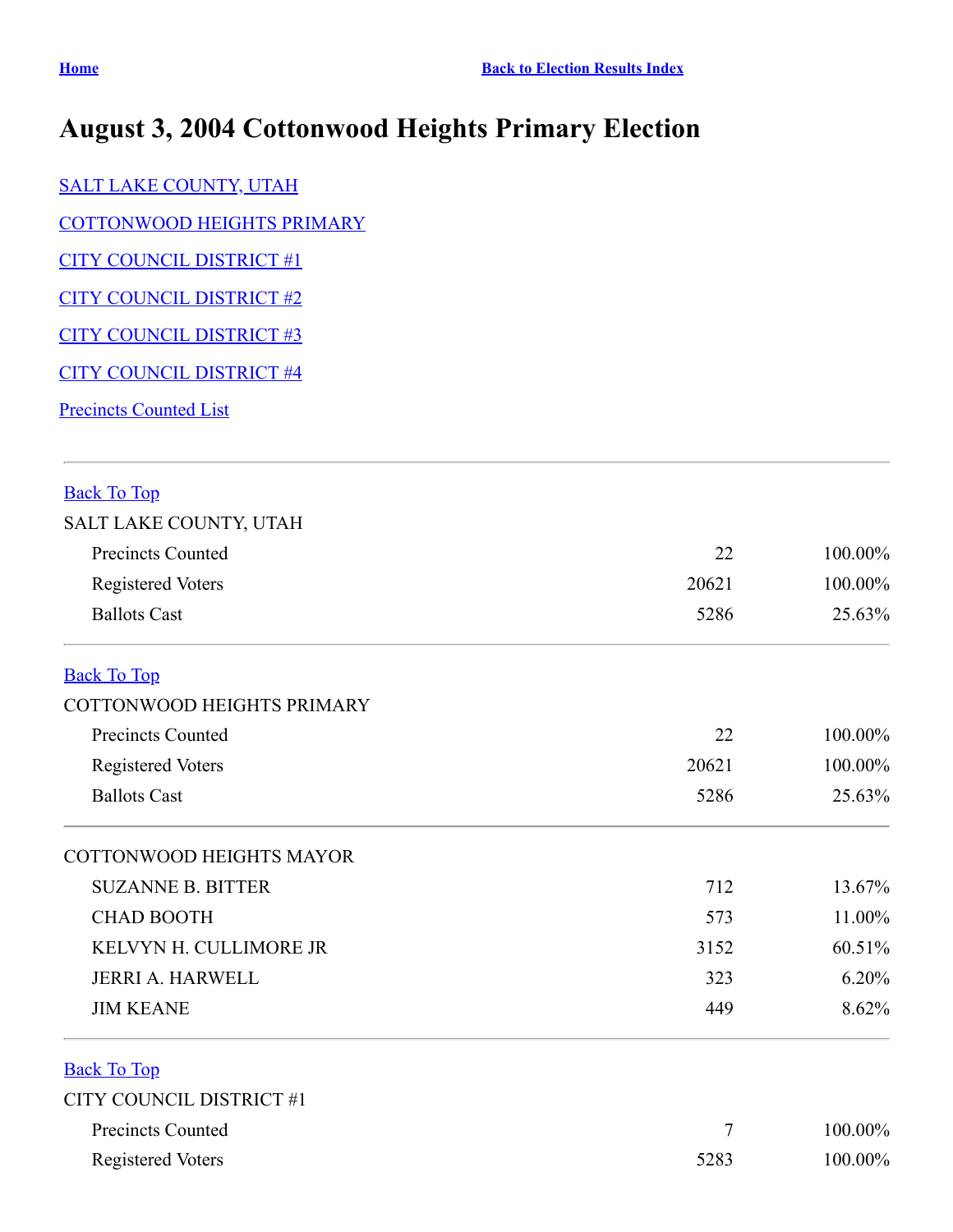Home | Back to Election Results Index

# August 3, 2004 Cottonwood Heights Primary Election

SALT LAKE COUNTY, UTAH

COTTONWOOD HEIGHTS PRIMARY

CITY COUNCIL DISTRICT #1

CITY COUNCIL DISTRICT #2

CITY COUNCIL DISTRICT #3

CITY COUNCIL DISTRICT #4

Precincts Counted List

---

Back To Top

SALT LAKE COUNTY, UTAH

| | | |
|---|---|---|
| Precincts Counted | 22 | 100.00% |
| Registered Voters | 20621 | 100.00% |
| Ballots Cast | 5286 | 25.63% |

---

Back To Top

COTTONWOOD HEIGHTS PRIMARY

| | | |
|---|---|---|
| Precincts Counted | 22 | 100.00% |
| Registered Voters | 20621 | 100.00% |
| Ballots Cast | 5286 | 25.63% |

---

COTTONWOOD HEIGHTS MAYOR

| | | |
|---|---|---|
| SUZANNE B. BITTER | 712 | 13.67% |
| CHAD BOOTH | 573 | 11.00% |
| KELVYN H. CULLIMORE JR | 3152 | 60.51% |
| JERRI A. HARWELL | 323 | 6.20% |
| JIM KEANE | 449 | 8.62% |

---

Back To Top

CITY COUNCIL DISTRICT #1

| | | |
|---|---|---|
| Precincts Counted | 7 | 100.00% |
| Registered Voters | 5283 | 100.00% |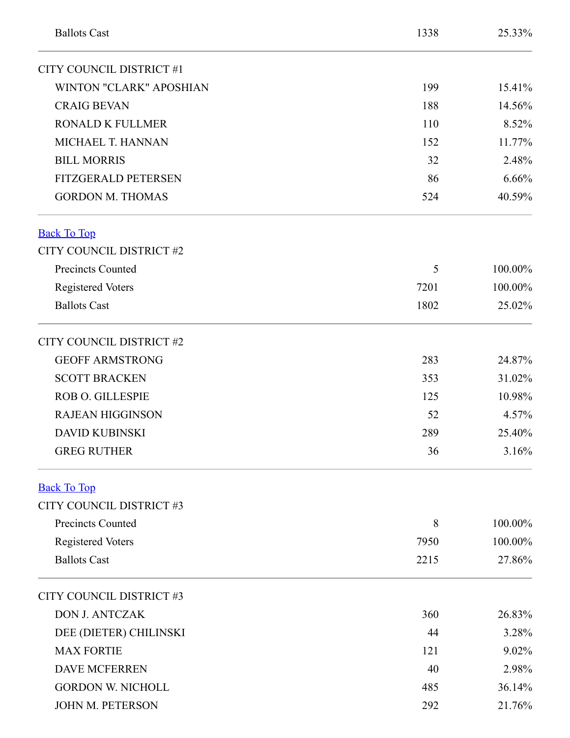| | | |
|---|---|---|
| Ballots Cast | 1338 | 25.33% |

## CITY COUNCIL DISTRICT #1

| Candidate | Votes | Percent |
|---|---|---|
| WINTON "CLARK" APOSHIAN | 199 | 15.41% |
| CRAIG BEVAN | 188 | 14.56% |
| RONALD K FULLMER | 110 | 8.52% |
| MICHAEL T. HANNAN | 152 | 11.77% |
| BILL MORRIS | 32 | 2.48% |
| FITZGERALD PETERSEN | 86 | 6.66% |
| GORDON M. THOMAS | 524 | 40.59% |

[Back To Top]

## CITY COUNCIL DISTRICT #2

| | | |
|---|---|---|
| Precincts Counted | 5 | 100.00% |
| Registered Voters | 7201 | 100.00% |
| Ballots Cast | 1802 | 25.02% |

## CITY COUNCIL DISTRICT #2

| Candidate | Votes | Percent |
|---|---|---|
| GEOFF ARMSTRONG | 283 | 24.87% |
| SCOTT BRACKEN | 353 | 31.02% |
| ROB O. GILLESPIE | 125 | 10.98% |
| RAJEAN HIGGINSON | 52 | 4.57% |
| DAVID KUBINSKI | 289 | 25.40% |
| GREG RUTHER | 36 | 3.16% |

[Back To Top]

## CITY COUNCIL DISTRICT #3

| | | |
|---|---|---|
| Precincts Counted | 8 | 100.00% |
| Registered Voters | 7950 | 100.00% |
| Ballots Cast | 2215 | 27.86% |

## CITY COUNCIL DISTRICT #3

| Candidate | Votes | Percent |
|---|---|---|
| DON J. ANTCZAK | 360 | 26.83% |
| DEE (DIETER) CHILINSKI | 44 | 3.28% |
| MAX FORTIE | 121 | 9.02% |
| DAVE MCFERREN | 40 | 2.98% |
| GORDON W. NICHOLL | 485 | 36.14% |
| JOHN M. PETERSON | 292 | 21.76% |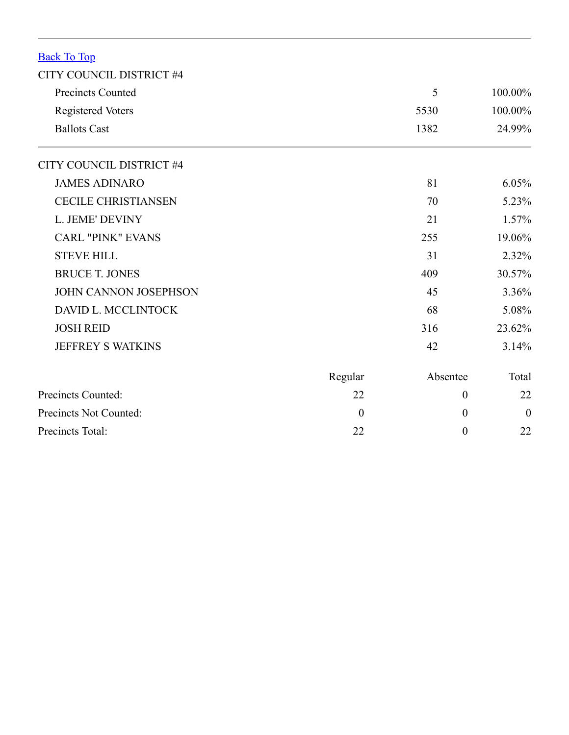[Back To Top]

CITY COUNCIL DISTRICT #4

| | | |
|---|---|---|
| Precincts Counted | 5 | 100.00% |
| Registered Voters | 5530 | 100.00% |
| Ballots Cast | 1382 | 24.99% |

---

CITY COUNCIL DISTRICT #4

| | | |
|---|---|---|
| JAMES ADINARO | 81 | 6.05% |
| CECILE CHRISTIANSEN | 70 | 5.23% |
| L. JEME' DEVINY | 21 | 1.57% |
| CARL "PINK" EVANS | 255 | 19.06% |
| STEVE HILL | 31 | 2.32% |
| BRUCE T. JONES | 409 | 30.57% |
| JOHN CANNON JOSEPHSON | 45 | 3.36% |
| DAVID L. MCCLINTOCK | 68 | 5.08% |
| JOSH REID | 316 | 23.62% |
| JEFFREY S WATKINS | 42 | 3.14% |

| | Regular | Absentee | Total |
|---|---|---|---|
| Precincts Counted: | 22 | 0 | 22 |
| Precincts Not Counted: | 0 | 0 | 0 |
| Precincts Total: | 22 | 0 | 22 |